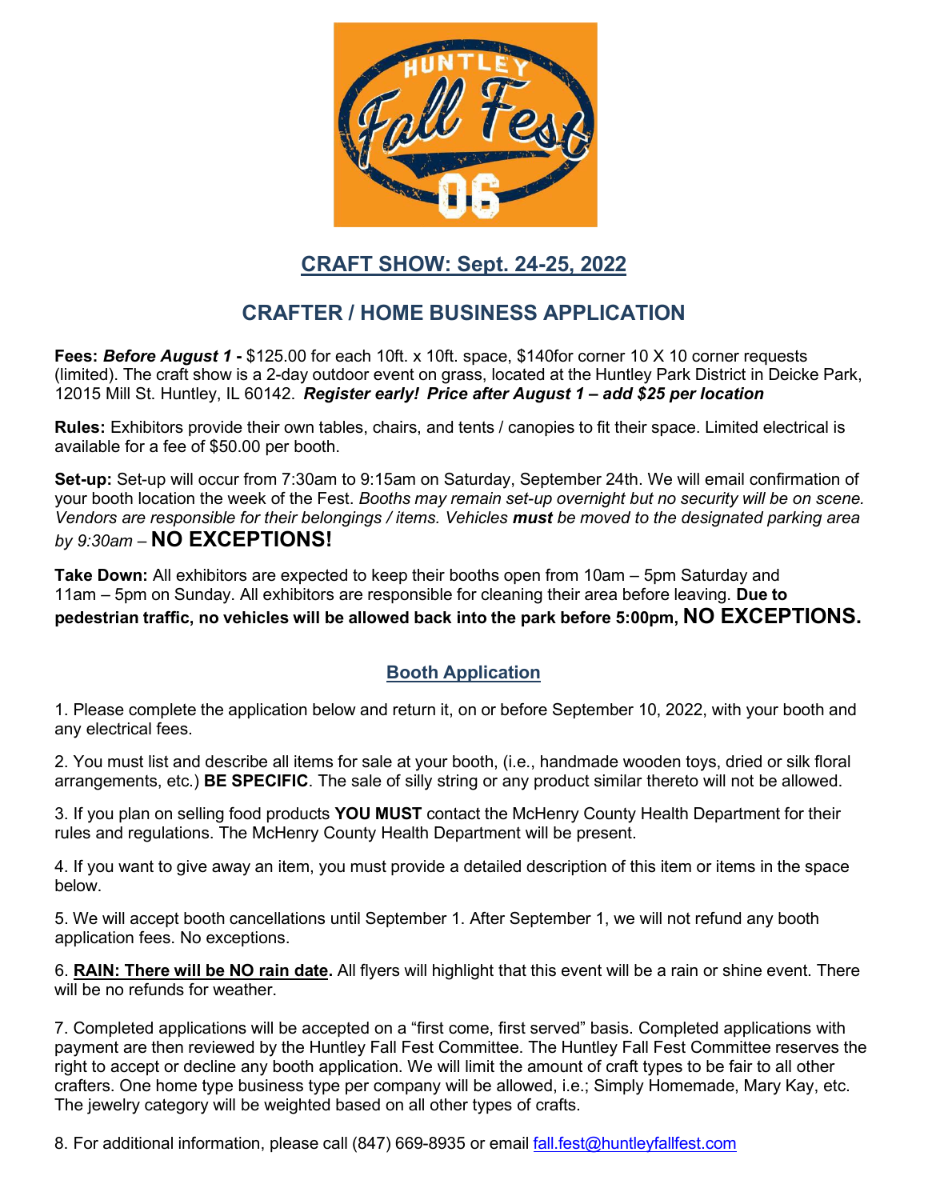# CRAFT SHOW: Sept. 24-25, 2022

## CRAFTER / HOME BUSINESS APPLICATION

**Fees:** ***Before August 1 -*** $125.00 for each 10ft. x 10ft. space, $140for corner 10 X 10 corner requests (limited). The craft show is a 2-day outdoor event on grass, located at the Huntley Park District in Deicke Park, 12015 Mill St. Huntley, IL 60142. ***Register early! Price after August 1 – add $25 per location***

**Rules:** Exhibitors provide their own tables, chairs, and tents / canopies to fit their space. Limited electrical is available for a fee of $50.00 per booth.

**Set-up:** Set-up will occur from 7:30am to 9:15am on Saturday, September 24th. We will email confirmation of your booth location the week of the Fest. *Booths may remain set-up overnight but no security will be on scene. Vendors are responsible for their belongings / items. Vehicles **must** be moved to the designated parking area by 9:30am* – **NO EXCEPTIONS!**

**Take Down:** All exhibitors are expected to keep their booths open from 10am – 5pm Saturday and 11am – 5pm on Sunday. All exhibitors are responsible for cleaning their area before leaving. **Due to pedestrian traffic, no vehicles will be allowed back into the park before 5:00pm, NO EXCEPTIONS.**

## Booth Application

1. Please complete the application below and return it, on or before September 10, 2022, with your booth and any electrical fees.

2. You must list and describe all items for sale at your booth, (i.e., handmade wooden toys, dried or silk floral arrangements, etc.) **BE SPECIFIC**. The sale of silly string or any product similar thereto will not be allowed.

3. If you plan on selling food products **YOU MUST** contact the McHenry County Health Department for their rules and regulations. The McHenry County Health Department will be present.

4. If you want to give away an item, you must provide a detailed description of this item or items in the space below.

5. We will accept booth cancellations until September 1. After September 1, we will not refund any booth application fees. No exceptions.

6. **RAIN: There will be NO rain date.** All flyers will highlight that this event will be a rain or shine event. There will be no refunds for weather.

7. Completed applications will be accepted on a "first come, first served" basis. Completed applications with payment are then reviewed by the Huntley Fall Fest Committee. The Huntley Fall Fest Committee reserves the right to accept or decline any booth application. We will limit the amount of craft types to be fair to all other crafters. One home type business type per company will be allowed, i.e.; Simply Homemade, Mary Kay, etc. The jewelry category will be weighted based on all other types of crafts.

8. For additional information, please call (847) 669-8935 or email fall.fest@huntleyfallfest.com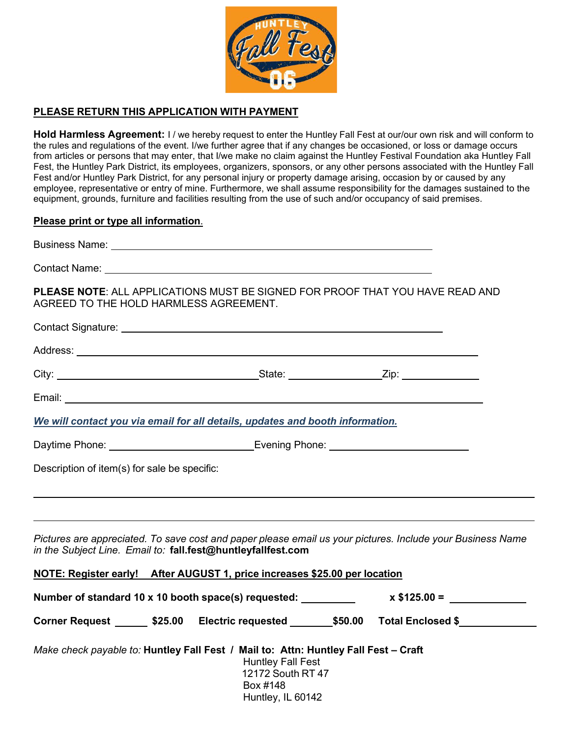**PLEASE RETURN THIS APPLICATION WITH PAYMENT**

**Hold Harmless Agreement:** I / we hereby request to enter the Huntley Fall Fest at our/our own risk and will conform to the rules and regulations of the event. I/we further agree that if any changes be occasioned, or loss or damage occurs from articles or persons that may enter, that I/we make no claim against the Huntley Festival Foundation aka Huntley Fall Fest, the Huntley Park District, its employees, organizers, sponsors, or any other persons associated with the Huntley Fall Fest and/or Huntley Park District, for any personal injury or property damage arising, occasion by or caused by any employee, representative or entry of mine. Furthermore, we shall assume responsibility for the damages sustained to the equipment, grounds, furniture and facilities resulting from the use of such and/or occupancy of said premises.

**Please print or type all information.**

Business Name: ______________________________

Contact Name: ______________________________

**PLEASE NOTE**: ALL APPLICATIONS MUST BE SIGNED FOR PROOF THAT YOU HAVE READ AND AGREED TO THE HOLD HARMLESS AGREEMENT.

Contact Signature: ______________________________

Address: ______________________________

City: ____________________ State: __________ Zip: __________

Email: ______________________________

***We will contact you via email for all details, updates and booth information.***

Daytime Phone: ____________________ Evening Phone: ____________________

Description of item(s) for sale be specific:

______________________________

______________________________

*Pictures are appreciated. To save cost and paper please email us your pictures. Include your Business Name in the Subject Line. Email to:* **fall.fest@huntleyfallfest.com**

**NOTE: Register early! After AUGUST 1, price increases $25.00 per location**

**Number of standard 10 x 10 booth space(s) requested: __________ x $125.00 = __________**

**Corner Request ______ $25.00 Electric requested _______ $50.00 Total Enclosed $__________**

*Make check payable to:* **Huntley Fall Fest** / **Mail to: Attn: Huntley Fall Fest – Craft**

Huntley Fall Fest
12172 South RT 47
Box #148
Huntley, IL 60142